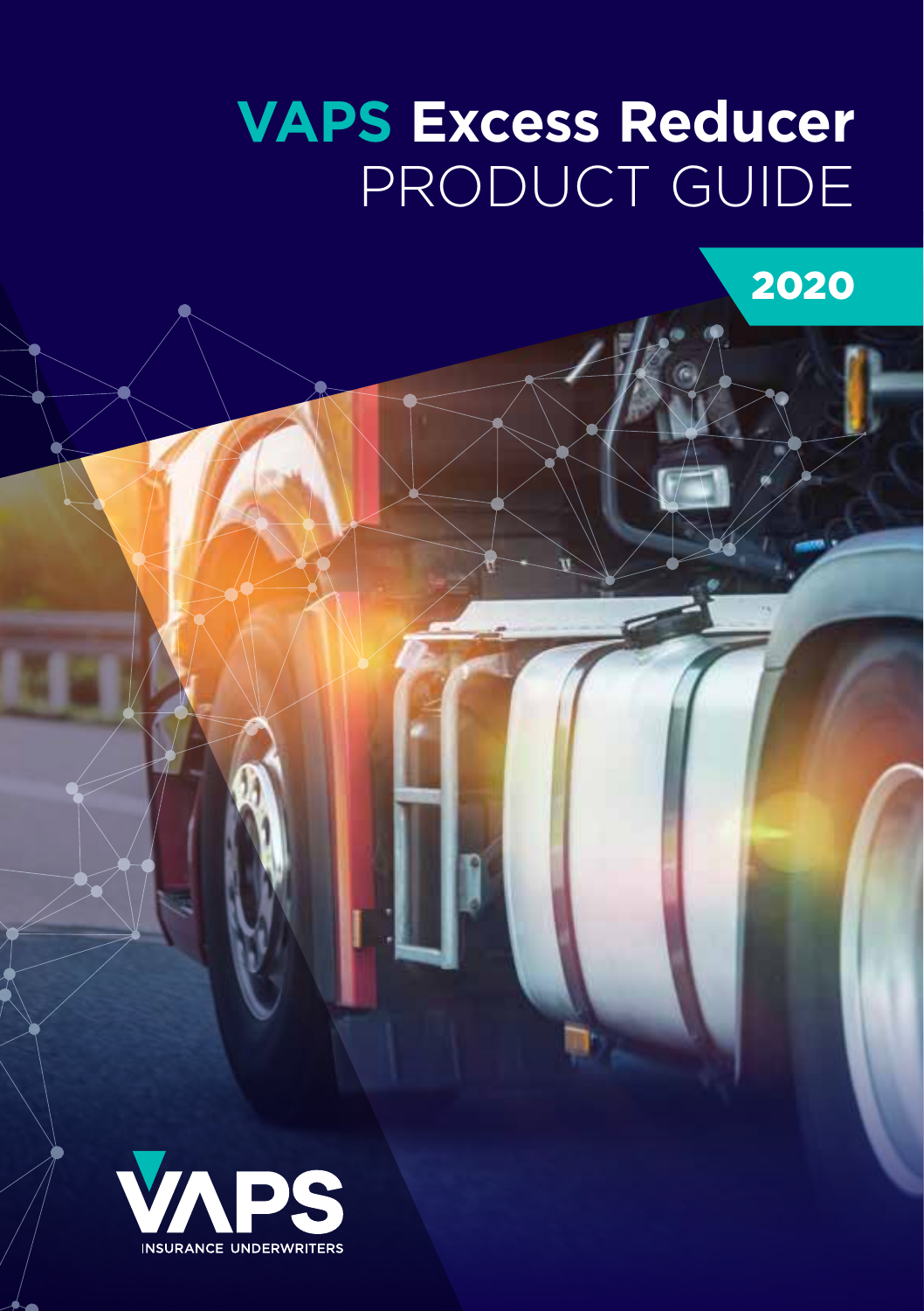# VAPS Excess Reducer PRODUCT GUIDE

2020

VAPS

INSURANCE UNDERWRITERS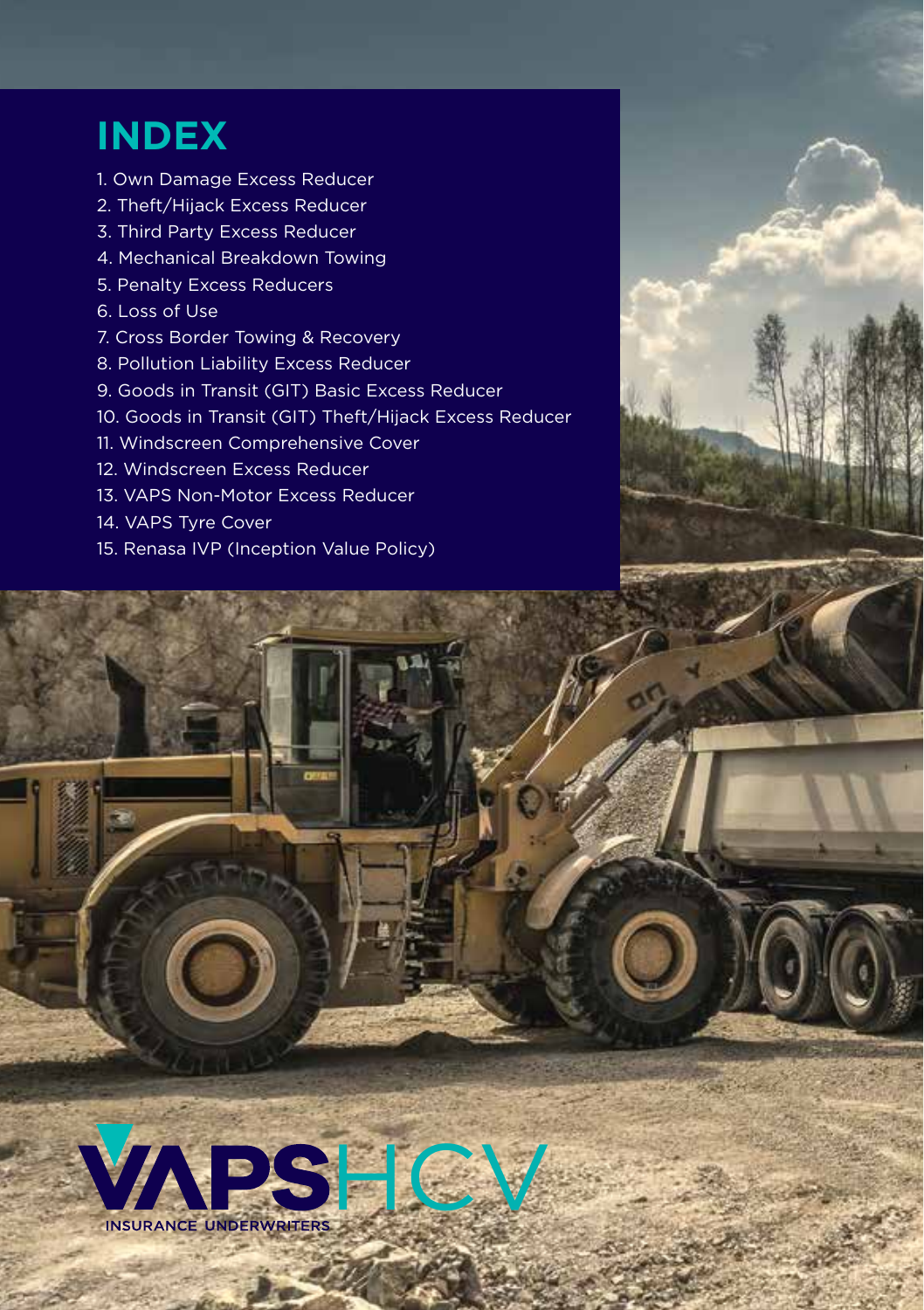# INDEX

1. Own Damage Excess Reducer
2. Theft/Hijack Excess Reducer
3. Third Party Excess Reducer
4. Mechanical Breakdown Towing
5. Penalty Excess Reducers
6. Loss of Use
7. Cross Border Towing & Recovery
8. Pollution Liability Excess Reducer
9. Goods in Transit (GIT) Basic Excess Reducer
10. Goods in Transit (GIT) Theft/Hijack Excess Reducer
11. Windscreen Comprehensive Cover
12. Windscreen Excess Reducer
13. VAPS Non-Motor Excess Reducer
14. VAPS Tyre Cover
15. Renasa IVP (Inception Value Policy)

VAPSHCV
INSURANCE UNDERWRITERS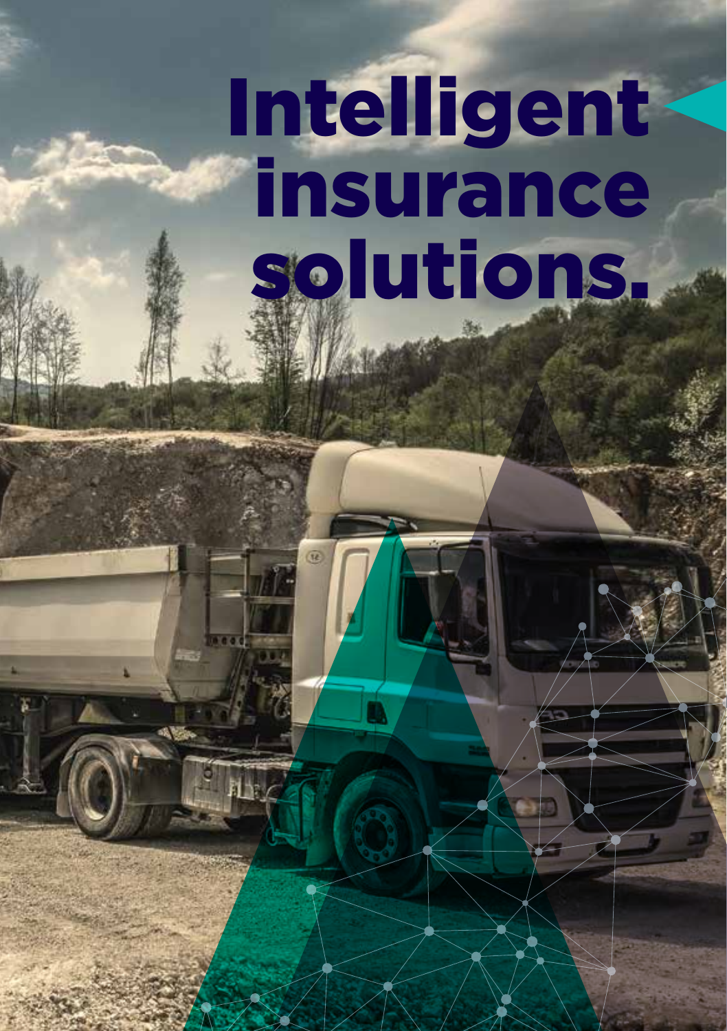# Intelligent insurance solutions.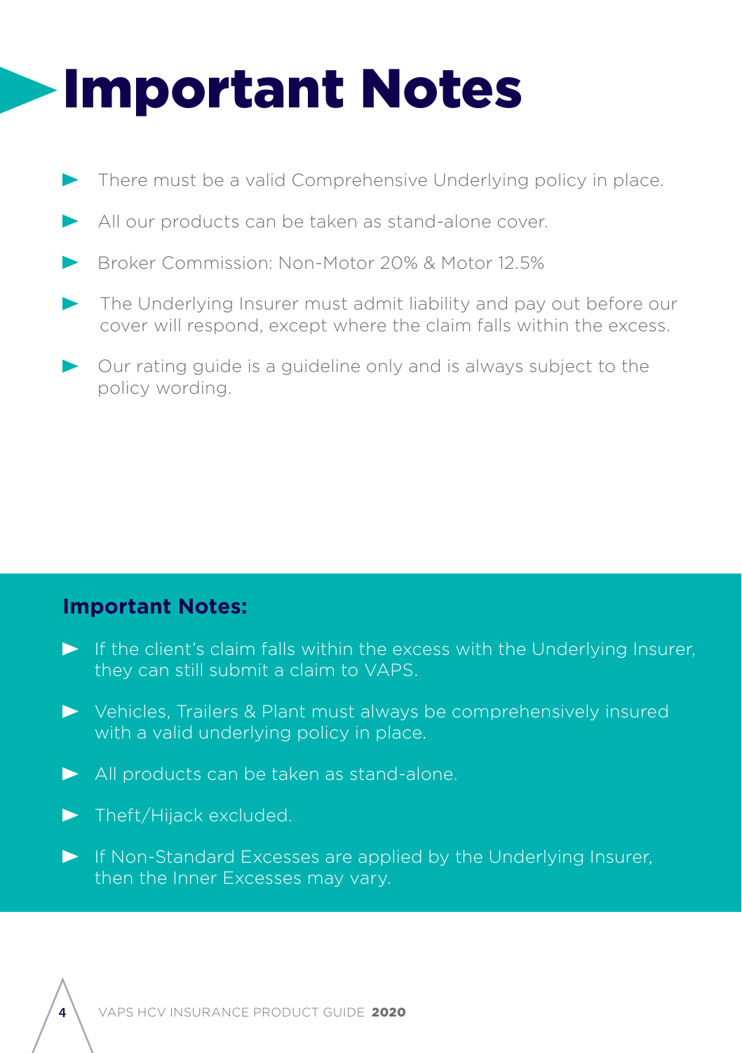# Important Notes

- There must be a valid Comprehensive Underlying policy in place.
- All our products can be taken as stand-alone cover.
- Broker Commission: Non-Motor 20% & Motor 12.5%
- The Underlying Insurer must admit liability and pay out before our cover will respond, except where the claim falls within the excess.
- Our rating guide is a guideline only and is always subject to the policy wording.

**Important Notes:**

- If the client's claim falls within the excess with the Underlying Insurer, they can still submit a claim to VAPS.
- Vehicles, Trailers & Plant must always be comprehensively insured with a valid underlying policy in place.
- All products can be taken as stand-alone.
- Theft/Hijack excluded.
- If Non-Standard Excesses are applied by the Underlying Insurer, then the Inner Excesses may vary.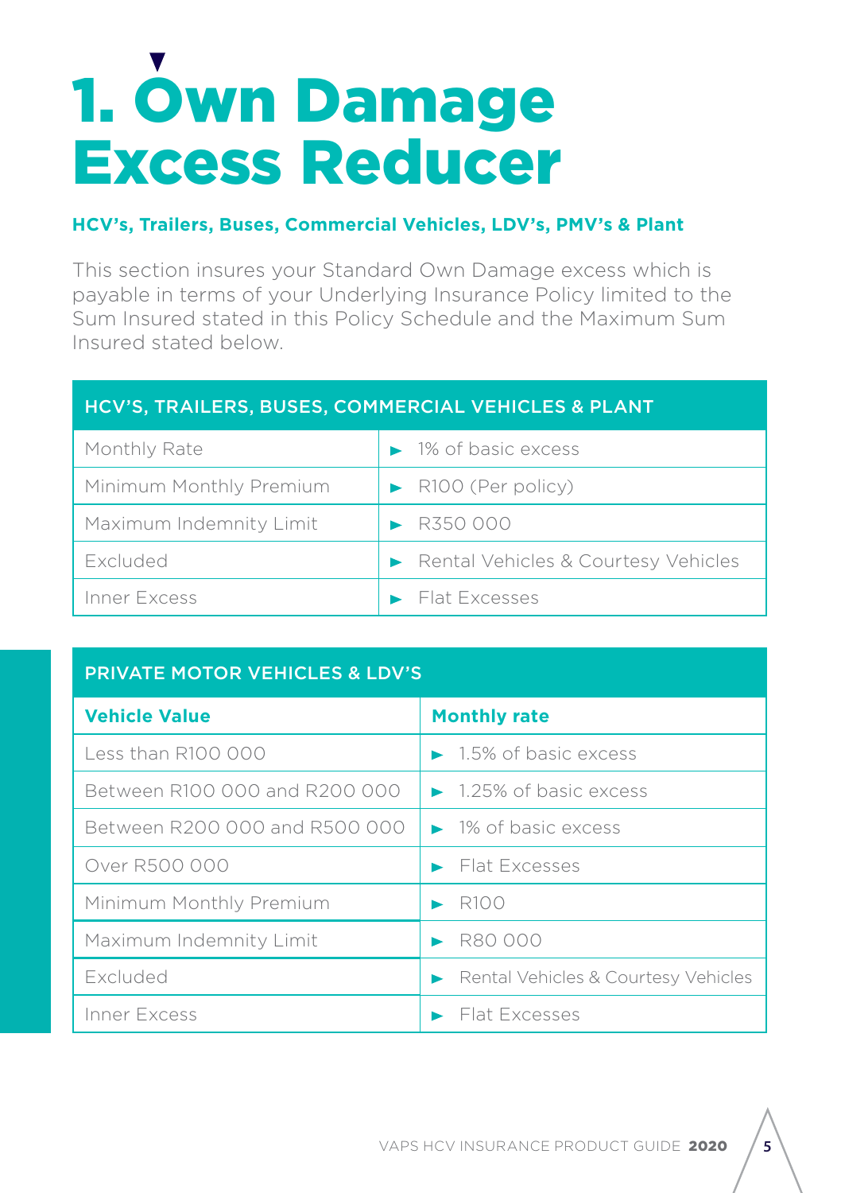# 1. Own Damage Excess Reducer

**HCV's, Trailers, Buses, Commercial Vehicles, LDV's, PMV's & Plant**

This section insures your Standard Own Damage excess which is payable in terms of your Underlying Insurance Policy limited to the Sum Insured stated in this Policy Schedule and the Maximum Sum Insured stated below.

| HCV'S, TRAILERS, BUSES, COMMERCIAL VEHICLES & PLANT | |
|---|---|
| Monthly Rate | 1% of basic excess |
| Minimum Monthly Premium | R100 (Per policy) |
| Maximum Indemnity Limit | R350 000 |
| Excluded | Rental Vehicles & Courtesy Vehicles |
| Inner Excess | Flat Excesses |

| PRIVATE MOTOR VEHICLES & LDV'S | |
|---|---|
| **Vehicle Value** | **Monthly rate** |
| Less than R100 000 | 1.5% of basic excess |
| Between R100 000 and R200 000 | 1.25% of basic excess |
| Between R200 000 and R500 000 | 1% of basic excess |
| Over R500 000 | Flat Excesses |
| Minimum Monthly Premium | R100 |
| Maximum Indemnity Limit | R80 000 |
| Excluded | Rental Vehicles & Courtesy Vehicles |
| Inner Excess | Flat Excesses |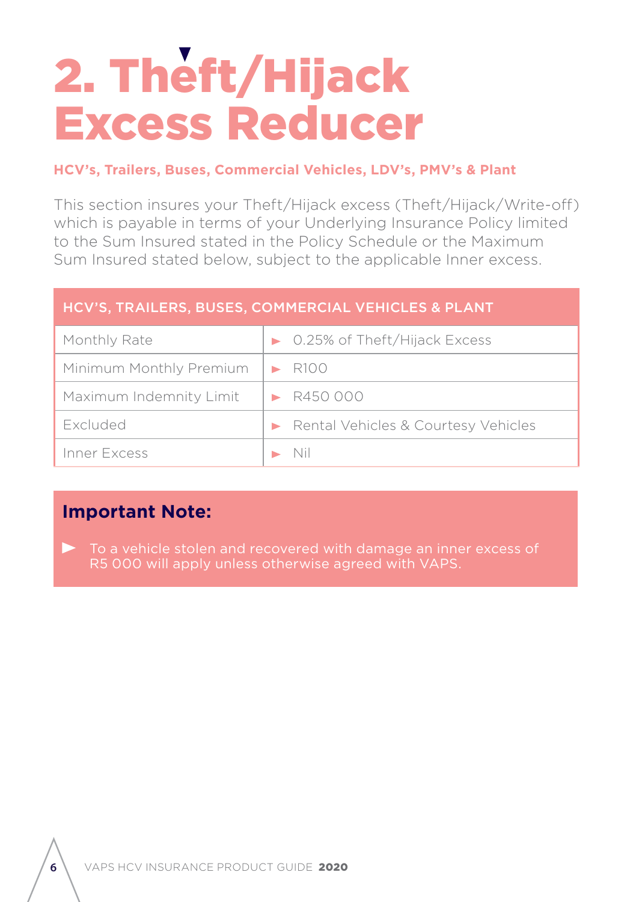# 2. Theft/Hijack Excess Reducer

**HCV's, Trailers, Buses, Commercial Vehicles, LDV's, PMV's & Plant**

This section insures your Theft/Hijack excess (Theft/Hijack/Write-off) which is payable in terms of your Underlying Insurance Policy limited to the Sum Insured stated in the Policy Schedule or the Maximum Sum Insured stated below, subject to the applicable Inner excess.

| HCV'S, TRAILERS, BUSES, COMMERCIAL VEHICLES & PLANT | |
|---|---|
| Monthly Rate | 0.25% of Theft/Hijack Excess |
| Minimum Monthly Premium | R100 |
| Maximum Indemnity Limit | R450 000 |
| Excluded | Rental Vehicles & Courtesy Vehicles |
| Inner Excess | Nil |

## Important Note:

- To a vehicle stolen and recovered with damage an inner excess of R5 000 will apply unless otherwise agreed with VAPS.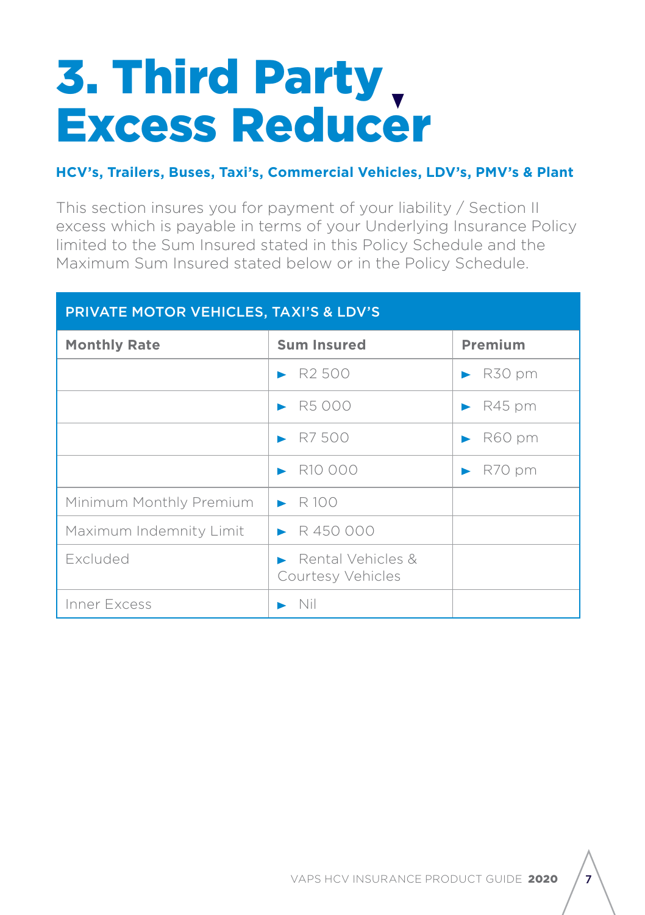# 3. Third Party Excess Reducer

**HCV's, Trailers, Buses, Taxi's, Commercial Vehicles, LDV's, PMV's & Plant**

This section insures you for payment of your liability / Section II excess which is payable in terms of your Underlying Insurance Policy limited to the Sum Insured stated in this Policy Schedule and the Maximum Sum Insured stated below or in the Policy Schedule.

| PRIVATE MOTOR VEHICLES, TAXI'S & LDV'S | | |
|---|---|---|
| **Monthly Rate** | **Sum Insured** | **Premium** |
| | ► R2 500 | ► R30 pm |
| | ► R5 000 | ► R45 pm |
| | ► R7 500 | ► R60 pm |
| | ► R10 000 | ► R70 pm |
| Minimum Monthly Premium | ► R 100 | |
| Maximum Indemnity Limit | ► R 450 000 | |
| Excluded | ► Rental Vehicles & Courtesy Vehicles | |
| Inner Excess | ► Nil | |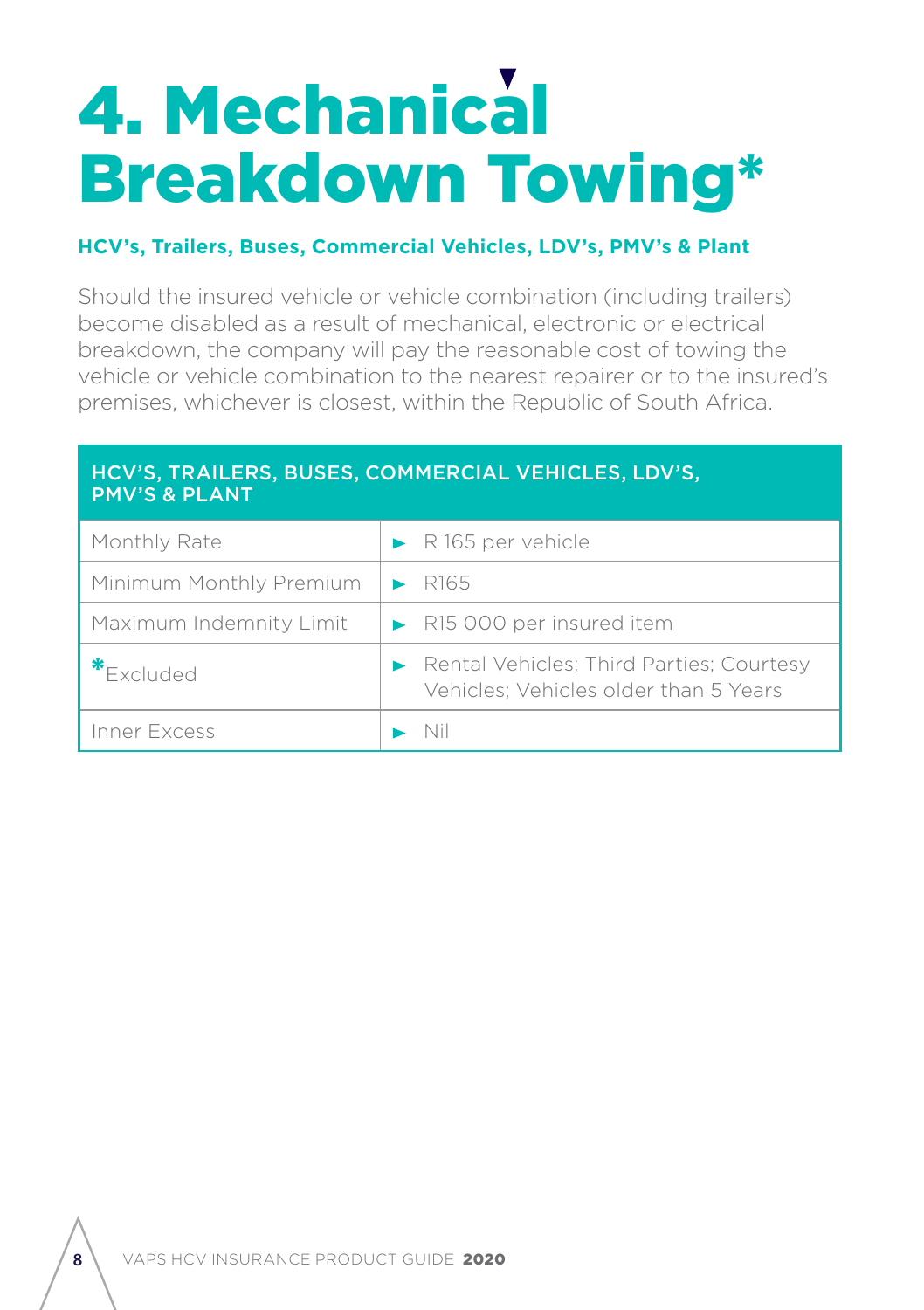# 4. Mechanical Breakdown Towing*

**HCV's, Trailers, Buses, Commercial Vehicles, LDV's, PMV's & Plant**

Should the insured vehicle or vehicle combination (including trailers) become disabled as a result of mechanical, electronic or electrical breakdown, the company will pay the reasonable cost of towing the vehicle or vehicle combination to the nearest repairer or to the insured's premises, whichever is closest, within the Republic of South Africa.

| HCV'S, TRAILERS, BUSES, COMMERCIAL VEHICLES, LDV'S, PMV'S & PLANT | |
|---|---|
| Monthly Rate | R 165 per vehicle |
| Minimum Monthly Premium | R165 |
| Maximum Indemnity Limit | R15 000 per insured item |
| *Excluded | Rental Vehicles; Third Parties; Courtesy Vehicles; Vehicles older than 5 Years |
| Inner Excess | Nil |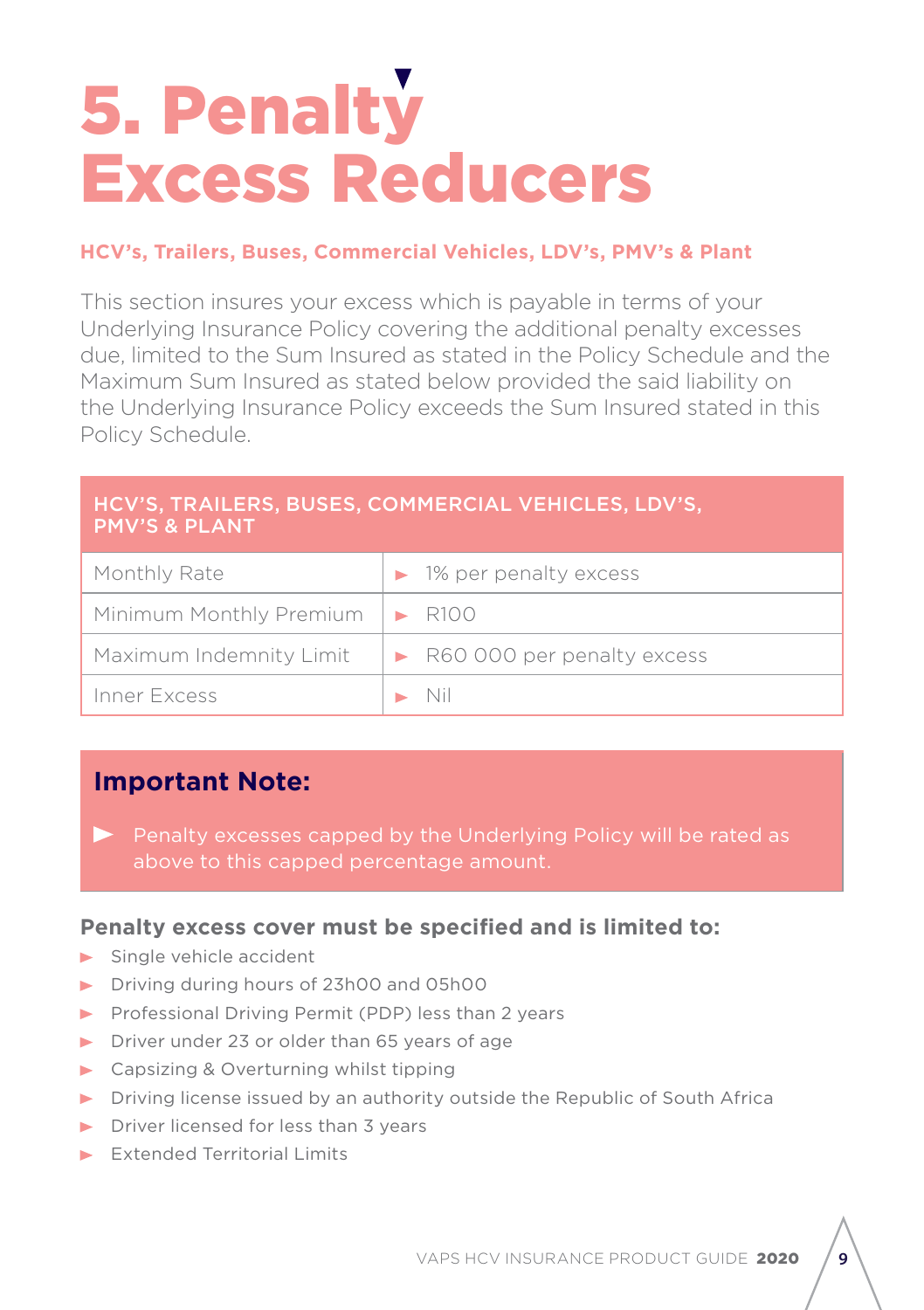# 5. Penalty Excess Reducers

**HCV's, Trailers, Buses, Commercial Vehicles, LDV's, PMV's & Plant**

This section insures your excess which is payable in terms of your Underlying Insurance Policy covering the additional penalty excesses due, limited to the Sum Insured as stated in the Policy Schedule and the Maximum Sum Insured as stated below provided the said liability on the Underlying Insurance Policy exceeds the Sum Insured stated in this Policy Schedule.

| HCV'S, TRAILERS, BUSES, COMMERCIAL VEHICLES, LDV'S, PMV'S & PLANT | |
|---|---|
| Monthly Rate | 1% per penalty excess |
| Minimum Monthly Premium | R100 |
| Maximum Indemnity Limit | R60 000 per penalty excess |
| Inner Excess | Nil |

## Important Note:

- Penalty excesses capped by the Underlying Policy will be rated as above to this capped percentage amount.

**Penalty excess cover must be specified and is limited to:**

- Single vehicle accident
- Driving during hours of 23h00 and 05h00
- Professional Driving Permit (PDP) less than 2 years
- Driver under 23 or older than 65 years of age
- Capsizing & Overturning whilst tipping
- Driving license issued by an authority outside the Republic of South Africa
- Driver licensed for less than 3 years
- Extended Territorial Limits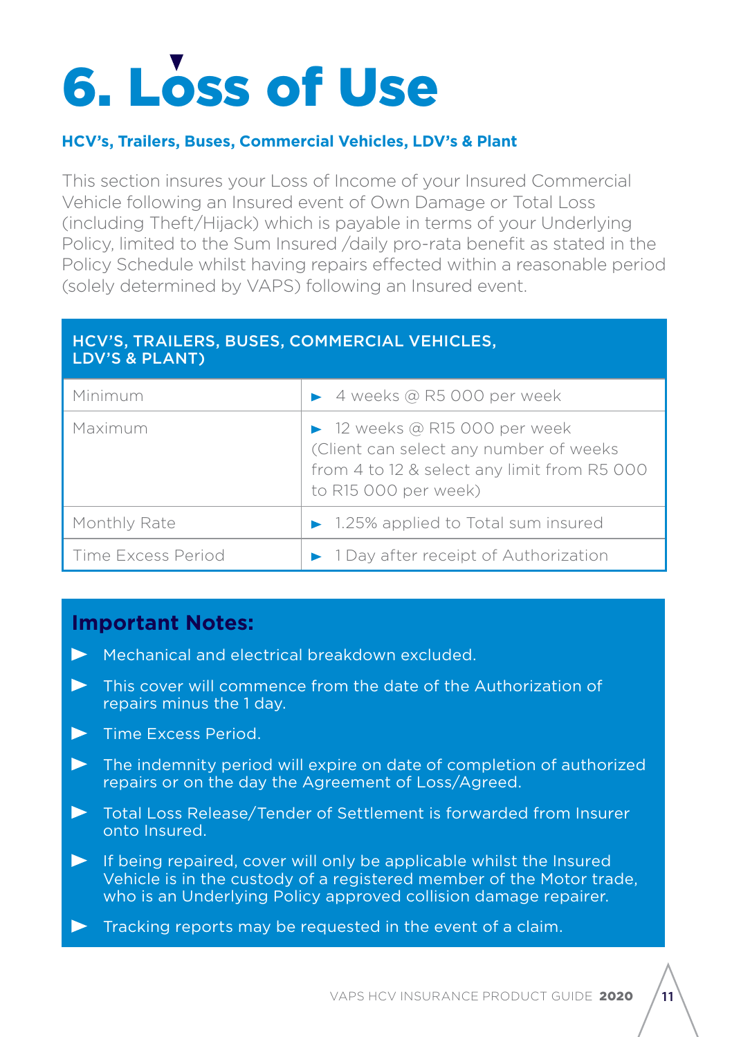# 6. Loss of Use

**HCV's, Trailers, Buses, Commercial Vehicles, LDV's & Plant**

This section insures your Loss of Income of your Insured Commercial Vehicle following an Insured event of Own Damage or Total Loss (including Theft/Hijack) which is payable in terms of your Underlying Policy, limited to the Sum Insured /daily pro-rata benefit as stated in the Policy Schedule whilst having repairs effected within a reasonable period (solely determined by VAPS) following an Insured event.

| HCV'S, TRAILERS, BUSES, COMMERCIAL VEHICLES, LDV'S & PLANT) | |
|---|---|
| Minimum | ► 4 weeks @ R5 000 per week |
| Maximum | ► 12 weeks @ R15 000 per week (Client can select any number of weeks from 4 to 12 & select any limit from R5 000 to R15 000 per week) |
| Monthly Rate | ► 1.25% applied to Total sum insured |
| Time Excess Period | ► 1 Day after receipt of Authorization |

## Important Notes:

- Mechanical and electrical breakdown excluded.
- This cover will commence from the date of the Authorization of repairs minus the 1 day.
- Time Excess Period.
- The indemnity period will expire on date of completion of authorized repairs or on the day the Agreement of Loss/Agreed.
- Total Loss Release/Tender of Settlement is forwarded from Insurer onto Insured.
- If being repaired, cover will only be applicable whilst the Insured Vehicle is in the custody of a registered member of the Motor trade, who is an Underlying Policy approved collision damage repairer.
- Tracking reports may be requested in the event of a claim.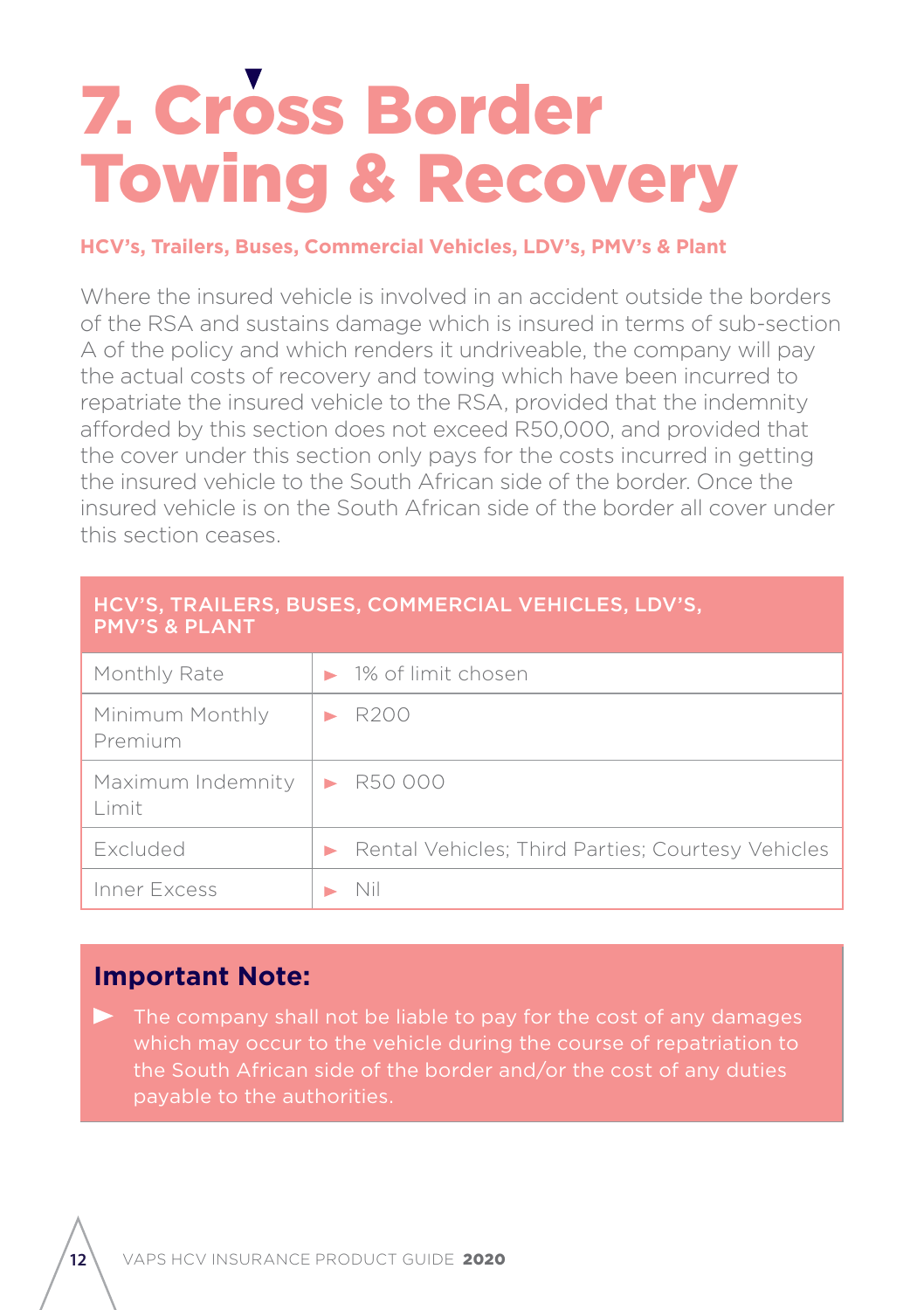# 7. Cross Border Towing & Recovery

**HCV's, Trailers, Buses, Commercial Vehicles, LDV's, PMV's & Plant**

Where the insured vehicle is involved in an accident outside the borders of the RSA and sustains damage which is insured in terms of sub-section A of the policy and which renders it undriveable, the company will pay the actual costs of recovery and towing which have been incurred to repatriate the insured vehicle to the RSA, provided that the indemnity afforded by this section does not exceed R50,000, and provided that the cover under this section only pays for the costs incurred in getting the insured vehicle to the South African side of the border. Once the insured vehicle is on the South African side of the border all cover under this section ceases.

| HCV'S, TRAILERS, BUSES, COMMERCIAL VEHICLES, LDV'S, PMV'S & PLANT | |
|---|---|
| Monthly Rate | 1% of limit chosen |
| Minimum Monthly Premium | R200 |
| Maximum Indemnity Limit | R50 000 |
| Excluded | Rental Vehicles; Third Parties; Courtesy Vehicles |
| Inner Excess | Nil |

## Important Note:

- The company shall not be liable to pay for the cost of any damages which may occur to the vehicle during the course of repatriation to the South African side of the border and/or the cost of any duties payable to the authorities.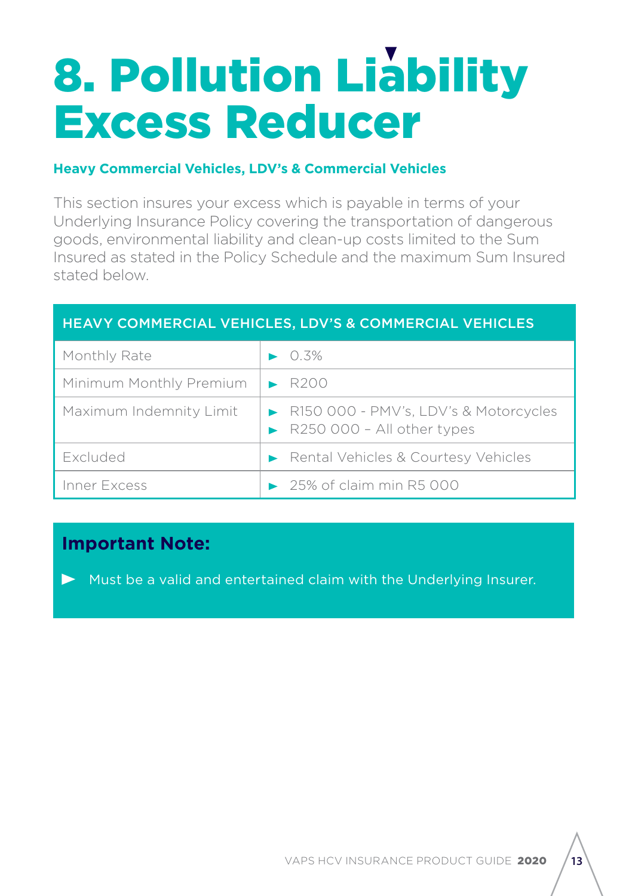# 8. Pollution Liability Excess Reducer

**Heavy Commercial Vehicles, LDV's & Commercial Vehicles**

This section insures your excess which is payable in terms of your Underlying Insurance Policy covering the transportation of dangerous goods, environmental liability and clean-up costs limited to the Sum Insured as stated in the Policy Schedule and the maximum Sum Insured stated below.

| HEAVY COMMERCIAL VEHICLES, LDV'S & COMMERCIAL VEHICLES | |
|---|---|
| Monthly Rate | ► 0.3% |
| Minimum Monthly Premium | ► R200 |
| Maximum Indemnity Limit | ► R150 000 - PMV's, LDV's & Motorcycles<br>► R250 000 – All other types |
| Excluded | ► Rental Vehicles & Courtesy Vehicles |
| Inner Excess | ► 25% of claim min R5 000 |

## Important Note:

- Must be a valid and entertained claim with the Underlying Insurer.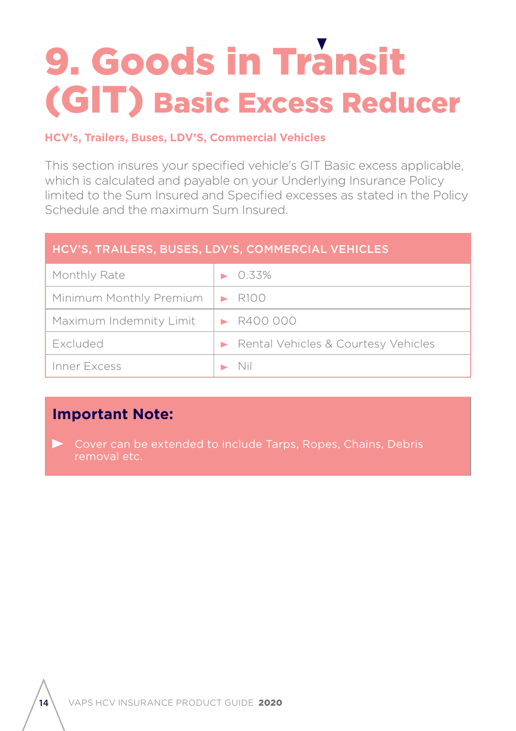# 9. Goods in Transit (GIT) Basic Excess Reducer

**HCV's, Trailers, Buses, LDV'S, Commercial Vehicles**

This section insures your specified vehicle's GIT Basic excess applicable, which is calculated and payable on your Underlying Insurance Policy limited to the Sum Insured and Specified excesses as stated in the Policy Schedule and the maximum Sum Insured.

| HCV'S, TRAILERS, BUSES, LDV'S, COMMERCIAL VEHICLES | |
|---|---|
| Monthly Rate | 0.33% |
| Minimum Monthly Premium | R100 |
| Maximum Indemnity Limit | R400 000 |
| Excluded | Rental Vehicles & Courtesy Vehicles |
| Inner Excess | Nil |

**Important Note:**

- Cover can be extended to include Tarps, Ropes, Chains, Debris removal etc.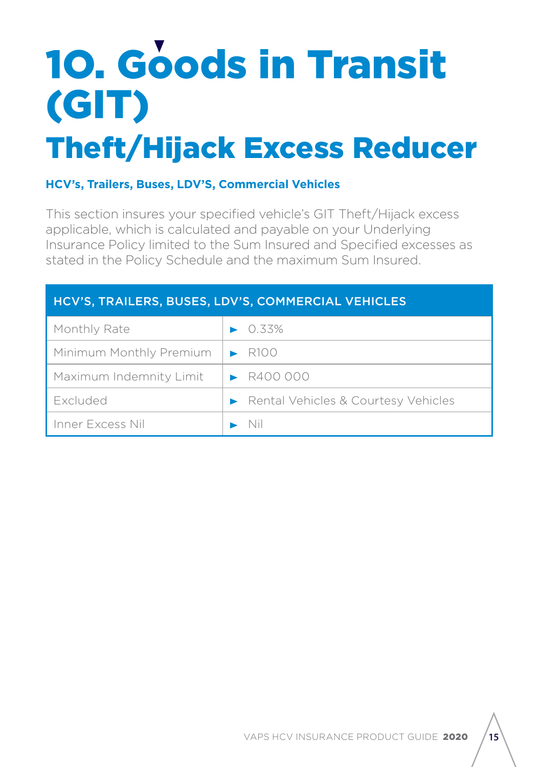# 10. Goods in Transit (GIT)

## Theft/Hijack Excess Reducer

**HCV's, Trailers, Buses, LDV'S, Commercial Vehicles**

This section insures your specified vehicle's GIT Theft/Hijack excess applicable, which is calculated and payable on your Underlying Insurance Policy limited to the Sum Insured and Specified excesses as stated in the Policy Schedule and the maximum Sum Insured.

| HCV'S, TRAILERS, BUSES, LDV'S, COMMERCIAL VEHICLES | |
|---|---|
| Monthly Rate | 0.33% |
| Minimum Monthly Premium | R100 |
| Maximum Indemnity Limit | R400 000 |
| Excluded | Rental Vehicles & Courtesy Vehicles |
| Inner Excess Nil | Nil |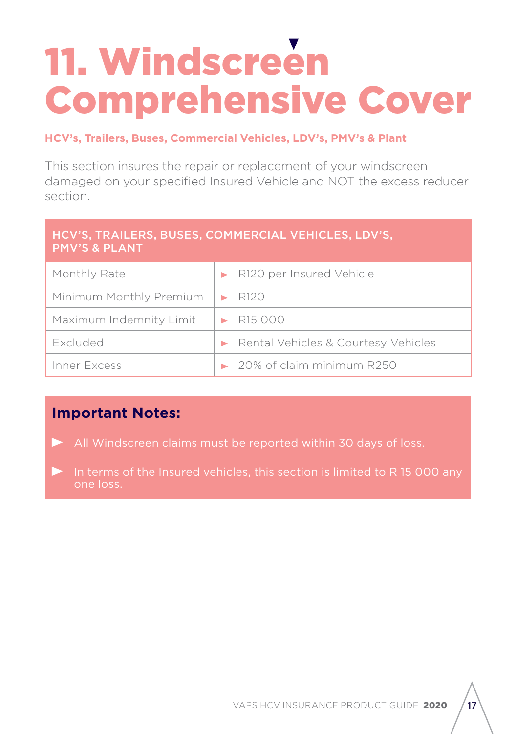# 11. Windscreen Comprehensive Cover

**HCV's, Trailers, Buses, Commercial Vehicles, LDV's, PMV's & Plant**

This section insures the repair or replacement of your windscreen damaged on your specified Insured Vehicle and NOT the excess reducer section.

| HCV'S, TRAILERS, BUSES, COMMERCIAL VEHICLES, LDV'S, PMV'S & PLANT | |
|---|---|
| Monthly Rate | ► R120 per Insured Vehicle |
| Minimum Monthly Premium | ► R120 |
| Maximum Indemnity Limit | ► R15 000 |
| Excluded | ► Rental Vehicles & Courtesy Vehicles |
| Inner Excess | ► 20% of claim minimum R250 |

## Important Notes:

- All Windscreen claims must be reported within 30 days of loss.
- In terms of the Insured vehicles, this section is limited to R 15 000 any one loss.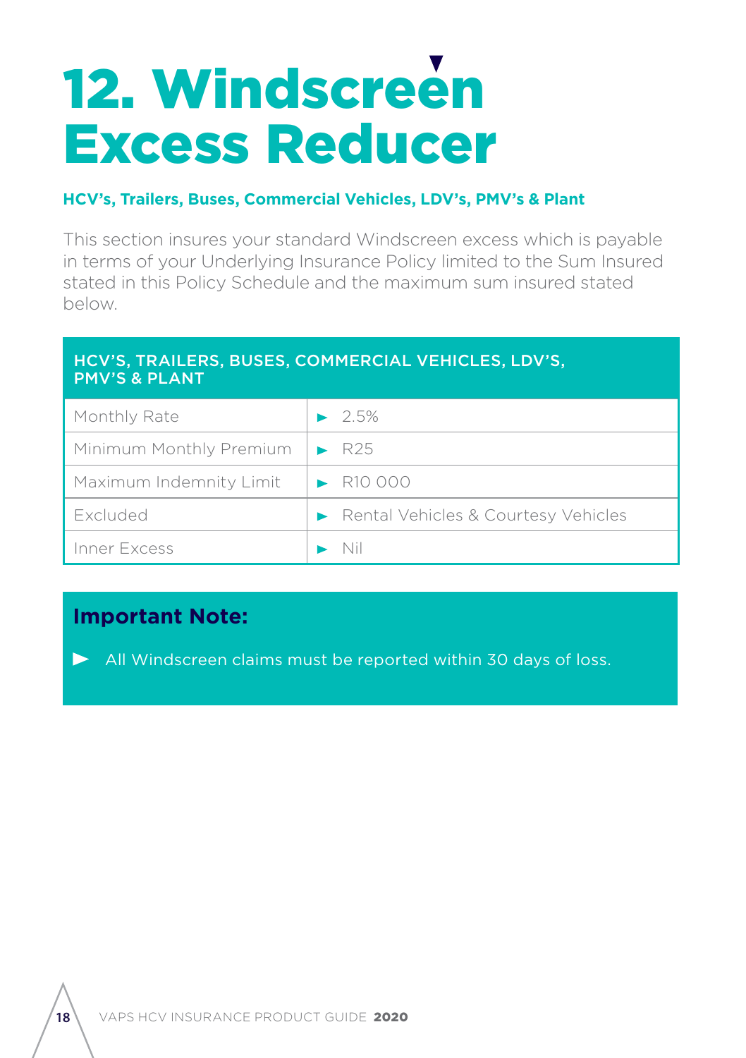# 12. Windscreen Excess Reducer

**HCV's, Trailers, Buses, Commercial Vehicles, LDV's, PMV's & Plant**

This section insures your standard Windscreen excess which is payable in terms of your Underlying Insurance Policy limited to the Sum Insured stated in this Policy Schedule and the maximum sum insured stated below.

| HCV'S, TRAILERS, BUSES, COMMERCIAL VEHICLES, LDV'S, PMV'S & PLANT | |
|---|---|
| Monthly Rate | ► 2.5% |
| Minimum Monthly Premium | ► R25 |
| Maximum Indemnity Limit | ► R10 000 |
| Excluded | ► Rental Vehicles & Courtesy Vehicles |
| Inner Excess | ► Nil |

**Important Note:**

- All Windscreen claims must be reported within 30 days of loss.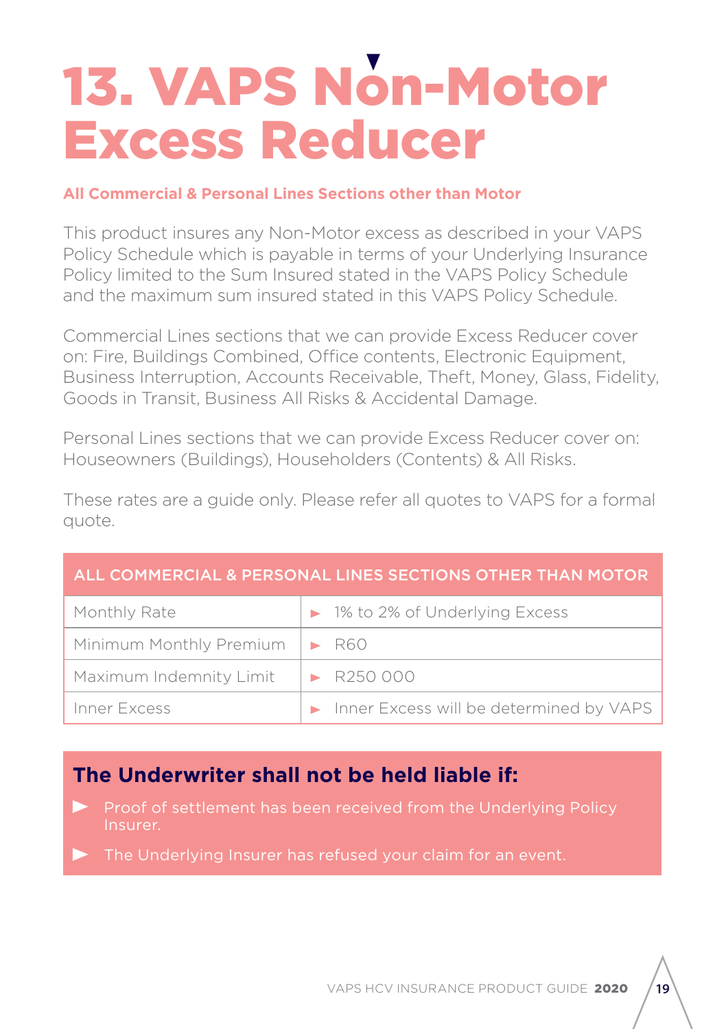# 13. VAPS Non-Motor Excess Reducer

**All Commercial & Personal Lines Sections other than Motor**

This product insures any Non-Motor excess as described in your VAPS Policy Schedule which is payable in terms of your Underlying Insurance Policy limited to the Sum Insured stated in the VAPS Policy Schedule and the maximum sum insured stated in this VAPS Policy Schedule.

Commercial Lines sections that we can provide Excess Reducer cover on: Fire, Buildings Combined, Office contents, Electronic Equipment, Business Interruption, Accounts Receivable, Theft, Money, Glass, Fidelity, Goods in Transit, Business All Risks & Accidental Damage.

Personal Lines sections that we can provide Excess Reducer cover on: Houseowners (Buildings), Householders (Contents) & All Risks.

These rates are a guide only. Please refer all quotes to VAPS for a formal quote.

| ALL COMMERCIAL & PERSONAL LINES SECTIONS OTHER THAN MOTOR | |
|---|---|
| Monthly Rate | 1% to 2% of Underlying Excess |
| Minimum Monthly Premium | R60 |
| Maximum Indemnity Limit | R250 000 |
| Inner Excess | Inner Excess will be determined by VAPS |

**The Underwriter shall not be held liable if:**

- Proof of settlement has been received from the Underlying Policy Insurer.
- The Underlying Insurer has refused your claim for an event.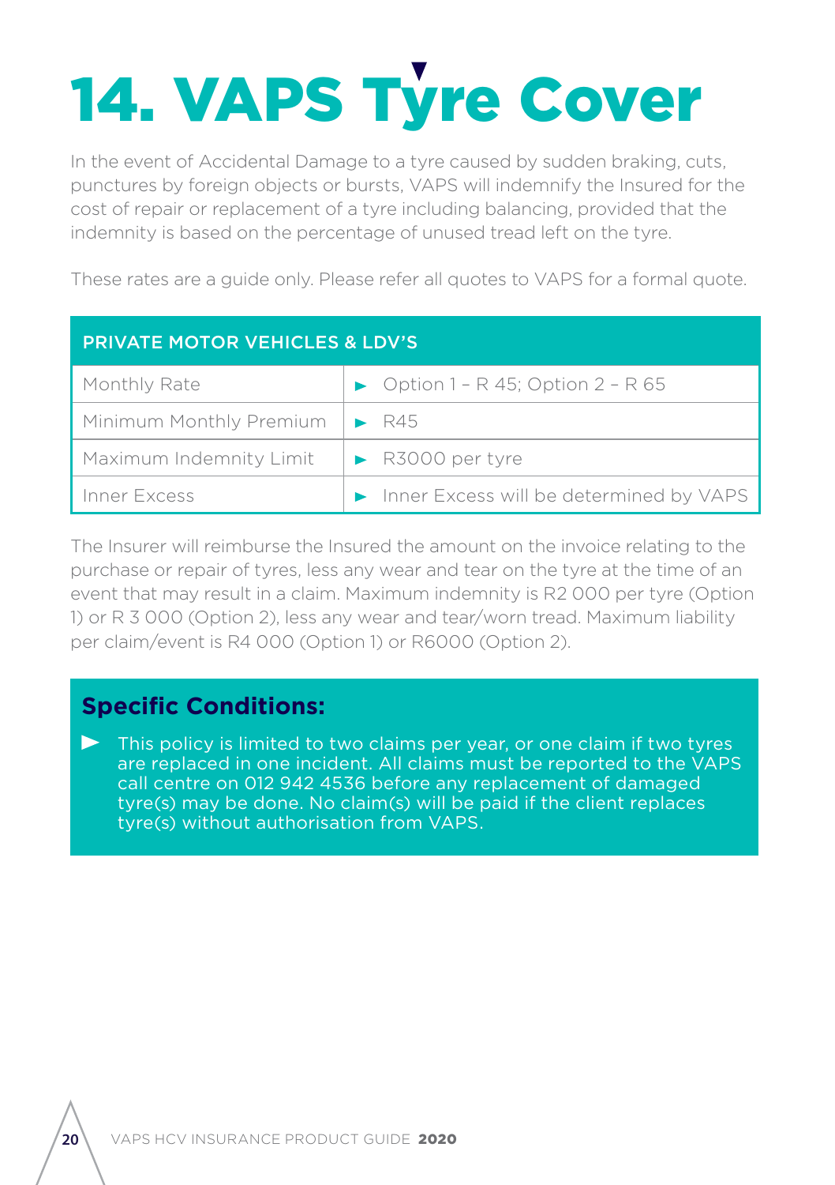# 14. VAPS Tyre Cover

In the event of Accidental Damage to a tyre caused by sudden braking, cuts, punctures by foreign objects or bursts, VAPS will indemnify the Insured for the cost of repair or replacement of a tyre including balancing, provided that the indemnity is based on the percentage of unused tread left on the tyre.

These rates are a guide only. Please refer all quotes to VAPS for a formal quote.

| PRIVATE MOTOR VEHICLES & LDV'S | |
|---|---|
| Monthly Rate | ► Option 1 – R 45; Option 2 – R 65 |
| Minimum Monthly Premium | ► R45 |
| Maximum Indemnity Limit | ► R3000 per tyre |
| Inner Excess | ► Inner Excess will be determined by VAPS |

The Insurer will reimburse the Insured the amount on the invoice relating to the purchase or repair of tyres, less any wear and tear on the tyre at the time of an event that may result in a claim. Maximum indemnity is R2 000 per tyre (Option 1) or R 3 000 (Option 2), less any wear and tear/worn tread. Maximum liability per claim/event is R4 000 (Option 1) or R6000 (Option 2).

## Specific Conditions:

- This policy is limited to two claims per year, or one claim if two tyres are replaced in one incident. All claims must be reported to the VAPS call centre on 012 942 4536 before any replacement of damaged tyre(s) may be done. No claim(s) will be paid if the client replaces tyre(s) without authorisation from VAPS.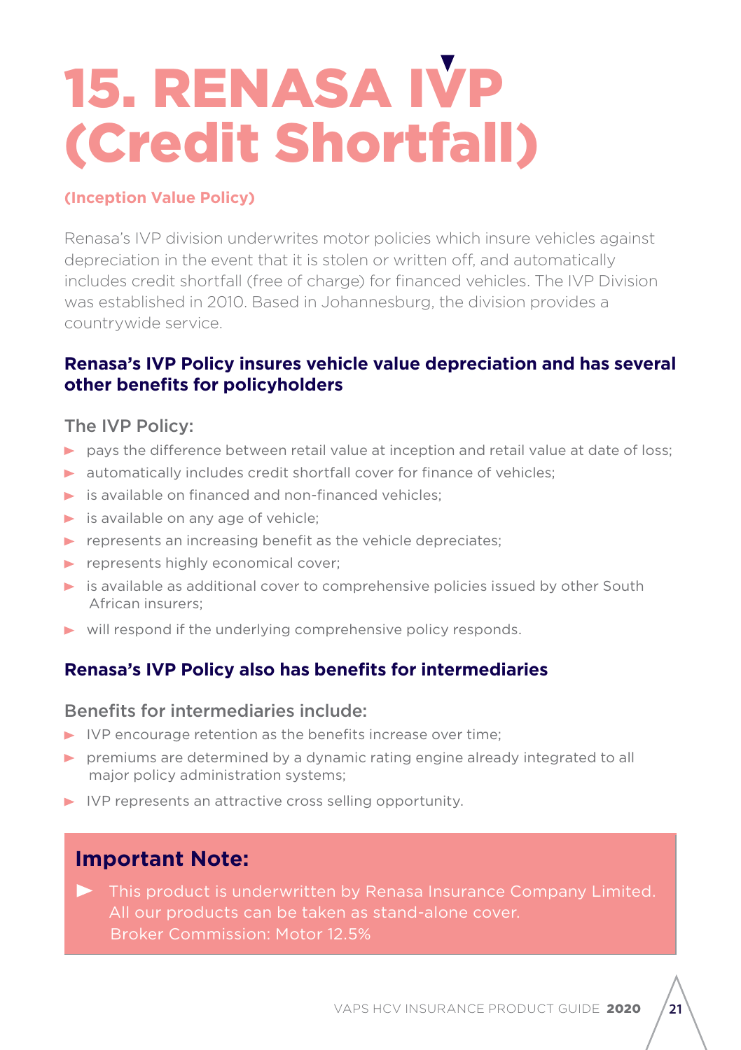# 15. RENASA IVP (Credit Shortfall)

**(Inception Value Policy)**

Renasa's IVP division underwrites motor policies which insure vehicles against depreciation in the event that it is stolen or written off, and automatically includes credit shortfall (free of charge) for financed vehicles. The IVP Division was established in 2010. Based in Johannesburg, the division provides a countrywide service.

### Renasa's IVP Policy insures vehicle value depreciation and has several other benefits for policyholders

The IVP Policy:

- pays the difference between retail value at inception and retail value at date of loss;
- automatically includes credit shortfall cover for finance of vehicles;
- is available on financed and non-financed vehicles;
- is available on any age of vehicle;
- represents an increasing benefit as the vehicle depreciates;
- represents highly economical cover;
- is available as additional cover to comprehensive policies issued by other South African insurers;
- will respond if the underlying comprehensive policy responds.

### Renasa's IVP Policy also has benefits for intermediaries

Benefits for intermediaries include:

- IVP encourage retention as the benefits increase over time;
- premiums are determined by a dynamic rating engine already integrated to all major policy administration systems;
- IVP represents an attractive cross selling opportunity.

## Important Note:

- This product is underwritten by Renasa Insurance Company Limited. All our products can be taken as stand-alone cover. Broker Commission: Motor 12.5%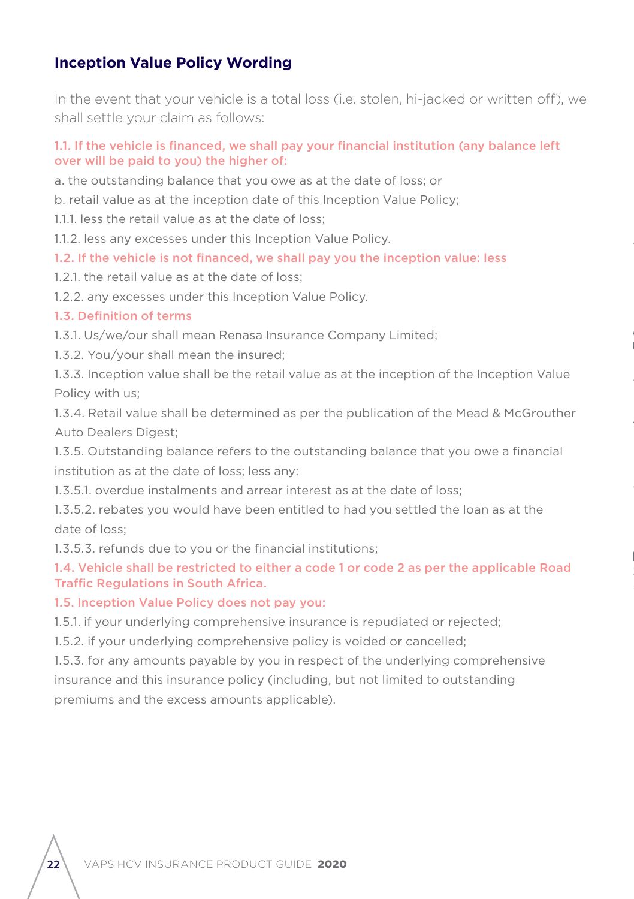## Inception Value Policy Wording

In the event that your vehicle is a total loss (i.e. stolen, hi-jacked or written off), we shall settle your claim as follows:

**1.1. If the vehicle is financed, we shall pay your financial institution (any balance left over will be paid to you) the higher of:**

a. the outstanding balance that you owe as at the date of loss; or

b. retail value as at the inception date of this Inception Value Policy;

1.1.1. less the retail value as at the date of loss;

1.1.2. less any excesses under this Inception Value Policy.

**1.2. If the vehicle is not financed, we shall pay you the inception value: less**

1.2.1. the retail value as at the date of loss;

1.2.2. any excesses under this Inception Value Policy.

**1.3. Definition of terms**

1.3.1. Us/we/our shall mean Renasa Insurance Company Limited;

1.3.2. You/your shall mean the insured;

1.3.3. Inception value shall be the retail value as at the inception of the Inception Value Policy with us;

1.3.4. Retail value shall be determined as per the publication of the Mead & McGrouther Auto Dealers Digest;

1.3.5. Outstanding balance refers to the outstanding balance that you owe a financial institution as at the date of loss; less any:

1.3.5.1. overdue instalments and arrear interest as at the date of loss;

1.3.5.2. rebates you would have been entitled to had you settled the loan as at the date of loss;

1.3.5.3. refunds due to you or the financial institutions;

**1.4. Vehicle shall be restricted to either a code 1 or code 2 as per the applicable Road Traffic Regulations in South Africa.**

**1.5. Inception Value Policy does not pay you:**

1.5.1. if your underlying comprehensive insurance is repudiated or rejected;

1.5.2. if your underlying comprehensive policy is voided or cancelled;

1.5.3. for any amounts payable by you in respect of the underlying comprehensive insurance and this insurance policy (including, but not limited to outstanding premiums and the excess amounts applicable).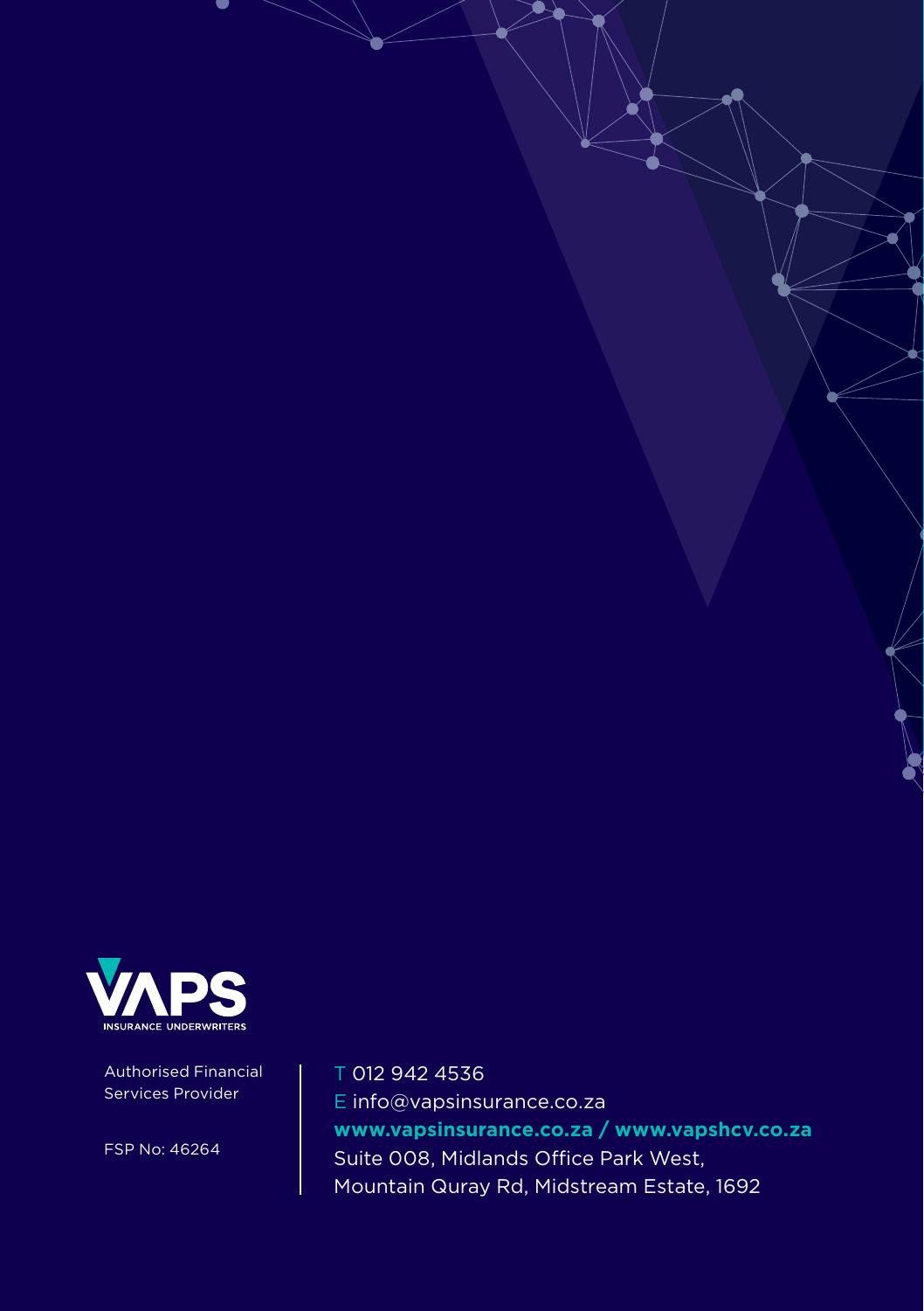VAPS
INSURANCE UNDERWRITERS

Authorised Financial Services Provider

FSP No: 46264

T 012 942 4536
E info@vapsinsurance.co.za
**www.vapsinsurance.co.za / www.vapshcv.co.za**
Suite 008, Midlands Office Park West,
Mountain Quray Rd, Midstream Estate, 1692